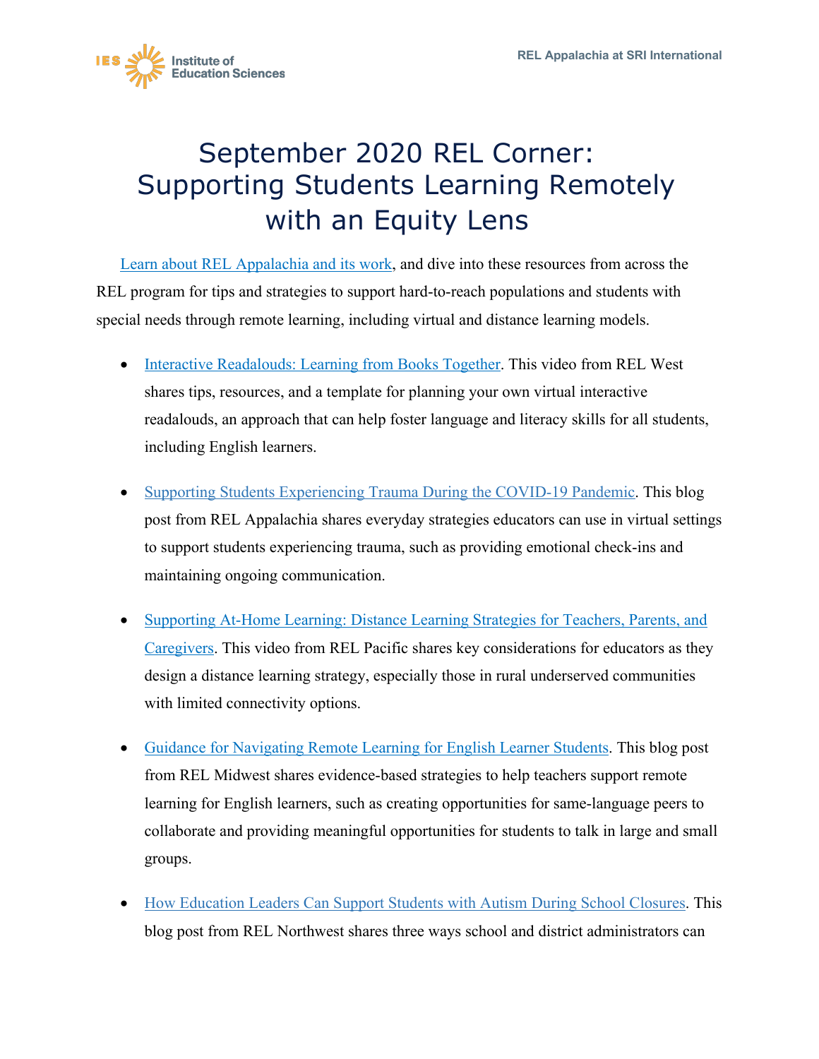# September 2020 REL Corner: Supporting Students Learning Remotely with an Equity Lens

Learn about REL Appalachia and its work, and dive into these resources from across the REL program for tips and strategies to support hard-to-reach populations and students with special needs through remote learning, including virtual and distance learning models.

- Interactive Readalouds: Learning from Books Together. This video from REL West shares tips, resources, and a template for planning your own virtual interactive readalouds, an approach that can help foster language and literacy skills for all students, including English learners.
- Supporting Students Experiencing Trauma During the COVID-19 Pandemic. This blog post from REL Appalachia shares everyday strategies educators can use in virtual settings to support students experiencing trauma, such as providing emotional check-ins and maintaining ongoing communication.
- Supporting At-Home Learning: Distance Learning Strategies for Teachers, Parents, and Caregivers. This video from REL Pacific shares key considerations for educators as they design a distance learning strategy, especially those in rural underserved communities with limited connectivity options.
- Guidance for Navigating Remote Learning for English Learner Students. This blog post from REL Midwest shares evidence-based strategies to help teachers support remote learning for English learners, such as creating opportunities for same-language peers to collaborate and providing meaningful opportunities for students to talk in large and small groups.
- How Education Leaders Can Support Students with Autism During School Closures. This blog post from REL Northwest shares three ways school and district administrators can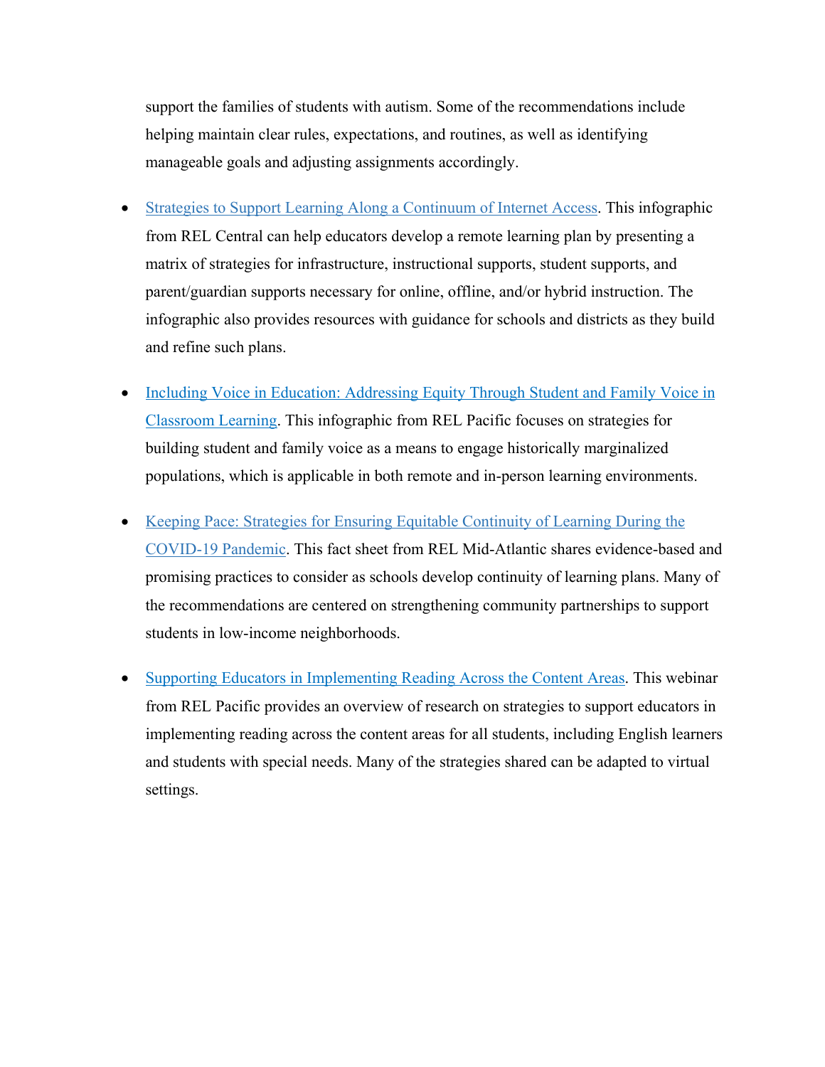support the families of students with autism. Some of the recommendations include helping maintain clear rules, expectations, and routines, as well as identifying manageable goals and adjusting assignments accordingly.

- Strategies to Support Learning Along a Continuum of Internet Access. This infographic from REL Central can help educators develop a remote learning plan by presenting a matrix of strategies for infrastructure, instructional supports, student supports, and parent/guardian supports necessary for online, offline, and/or hybrid instruction. The infographic also provides resources with guidance for schools and districts as they build and refine such plans.

- Including Voice in Education: Addressing Equity Through Student and Family Voice in Classroom Learning. This infographic from REL Pacific focuses on strategies for building student and family voice as a means to engage historically marginalized populations, which is applicable in both remote and in-person learning environments.

- Keeping Pace: Strategies for Ensuring Equitable Continuity of Learning During the COVID-19 Pandemic. This fact sheet from REL Mid-Atlantic shares evidence-based and promising practices to consider as schools develop continuity of learning plans. Many of the recommendations are centered on strengthening community partnerships to support students in low-income neighborhoods.

- Supporting Educators in Implementing Reading Across the Content Areas. This webinar from REL Pacific provides an overview of research on strategies to support educators in implementing reading across the content areas for all students, including English learners and students with special needs. Many of the strategies shared can be adapted to virtual settings.